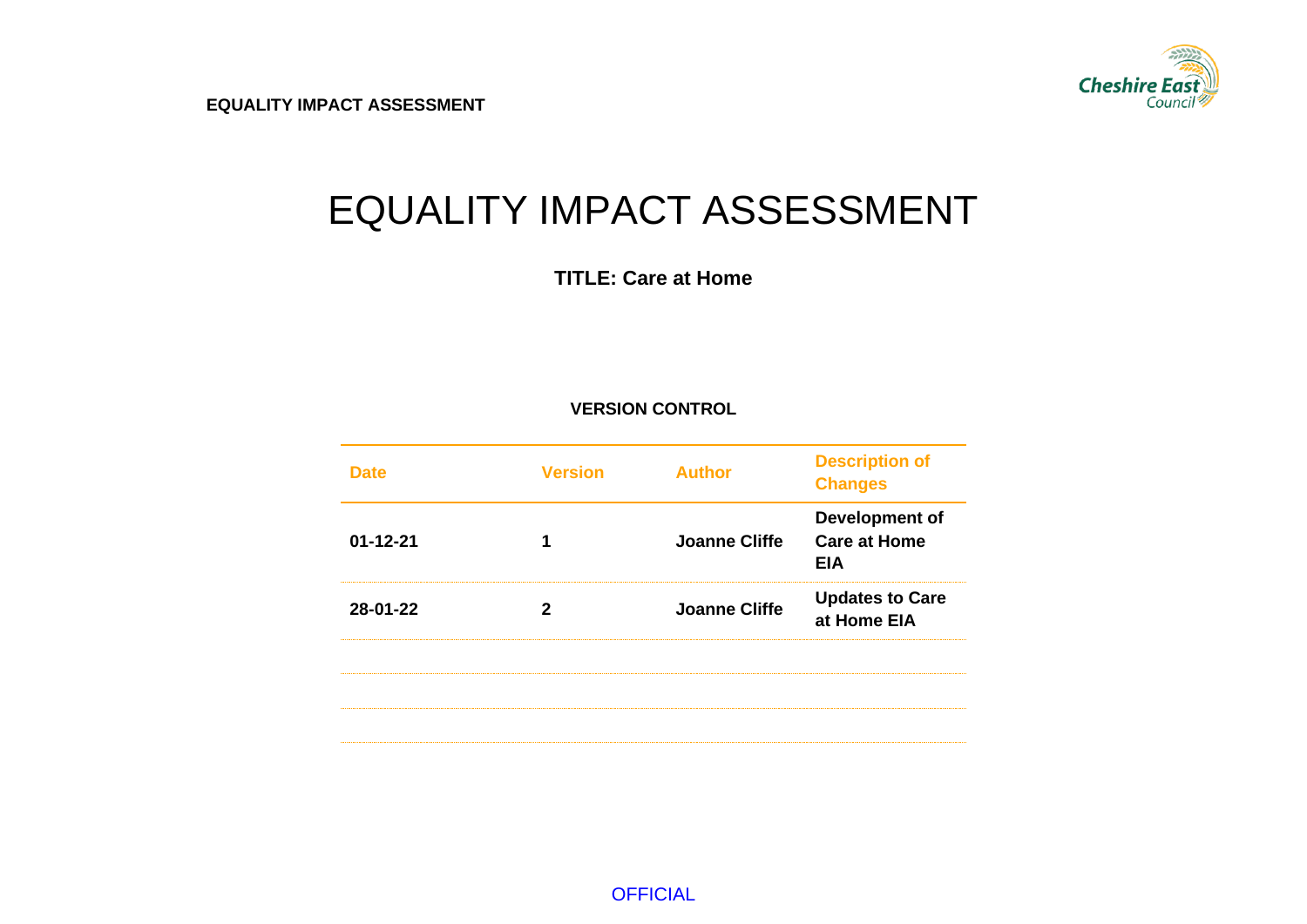# EQUALITY IMPACT ASSESSMENT

**TITLE: Care at Home**

**VERSION CONTROL**

| Date | Version | Author | Description of Changes |
|---|---|---|---|
| **01-12-21** | **1** | **Joanne Cliffe** | **Development of Care at Home EIA** |
| **28-01-22** | **2** | **Joanne Cliffe** | **Updates to Care at Home EIA** |
| | | | |
| | | | |
| | | | |

OFFICIAL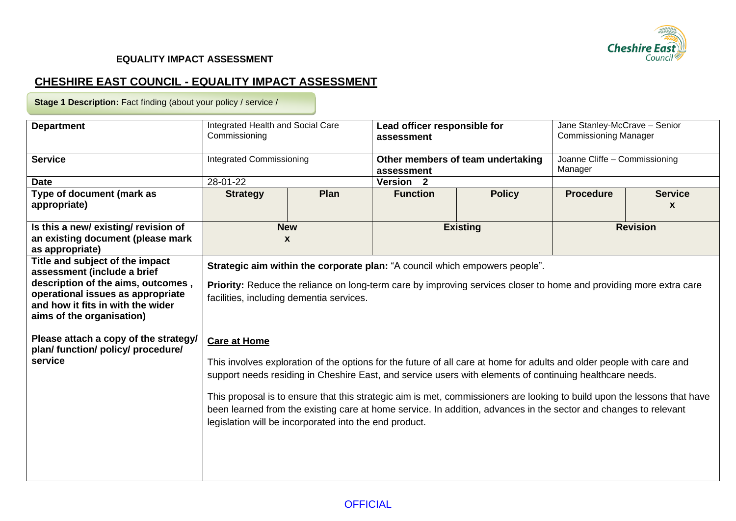**EQUALITY IMPACT ASSESSMENT**

## CHESHIRE EAST COUNCIL - EQUALITY IMPACT ASSESSMENT

**Stage 1 Description:** Fact finding (about your policy / service /

| **Department** | Integrated Health and Social Care Commissioning | | **Lead officer responsible for assessment** | | Jane Stanley-McCrave – Senior Commissioning Manager | |
|---|---|---|---|---|---|---|
| **Service** | Integrated Commissioning | | **Other members of team undertaking assessment** | | Joanne Cliffe – Commissioning Manager | |
| **Date** | 28-01-22 | | **Version 2** | | | |
| **Type of document (mark as appropriate)** | **Strategy** | **Plan** | **Function** | **Policy** | **Procedure** | **Service** x |
| **Is this a new/ existing/ revision of an existing document (please mark as appropriate)** | **New** x | | **Existing** | | **Revision** | |
| **Title and subject of the impact assessment (include a brief description of the aims, outcomes , operational issues as appropriate and how it fits in with the wider aims of the organisation)**<br><br>**Please attach a copy of the strategy/ plan/ function/ policy/ procedure/ service** | **Strategic aim within the corporate plan:** "A council which empowers people".<br><br>**Priority:** Reduce the reliance on long-term care by improving services closer to home and providing more extra care facilities, including dementia services.<br><br>**Care at Home**<br><br>This involves exploration of the options for the future of all care at home for adults and older people with care and support needs residing in Cheshire East, and service users with elements of continuing healthcare needs.<br><br>This proposal is to ensure that this strategic aim is met, commissioners are looking to build upon the lessons that have been learned from the existing care at home service. In addition, advances in the sector and changes to relevant legislation will be incorporated into the end product. | | | | | |

OFFICIAL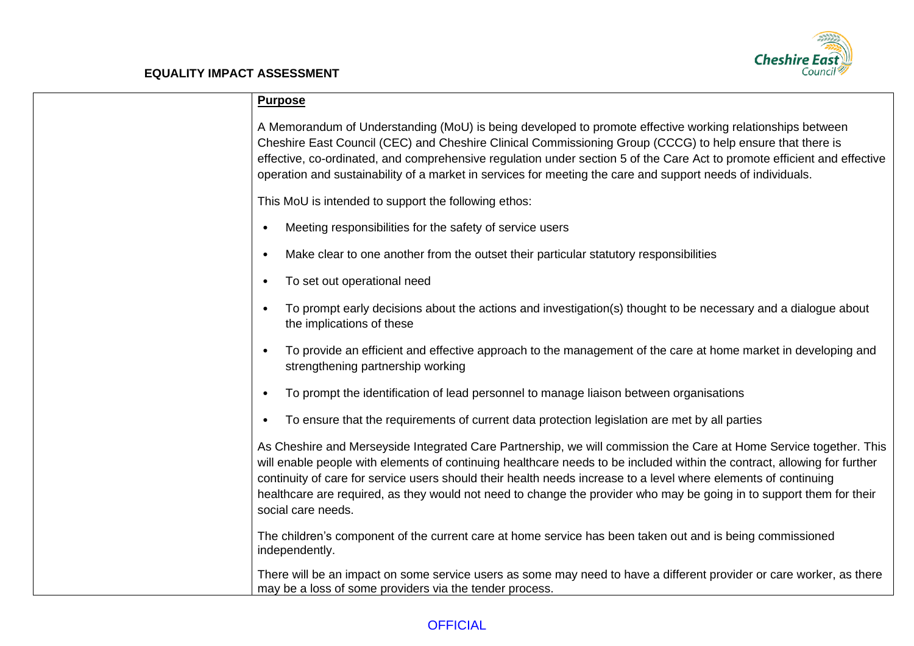**EQUALITY IMPACT ASSESSMENT**

| | **Purpose**<br><br>A Memorandum of Understanding (MoU) is being developed to promote effective working relationships between Cheshire East Council (CEC) and Cheshire Clinical Commissioning Group (CCCG) to help ensure that there is effective, co-ordinated, and comprehensive regulation under section 5 of the Care Act to promote efficient and effective operation and sustainability of a market in services for meeting the care and support needs of individuals.<br><br>This MoU is intended to support the following ethos:<br><br>• Meeting responsibilities for the safety of service users<br>• Make clear to one another from the outset their particular statutory responsibilities<br>• To set out operational need<br>• To prompt early decisions about the actions and investigation(s) thought to be necessary and a dialogue about the implications of these<br>• To provide an efficient and effective approach to the management of the care at home market in developing and strengthening partnership working<br>• To prompt the identification of lead personnel to manage liaison between organisations<br>• To ensure that the requirements of current data protection legislation are met by all parties<br><br>As Cheshire and Merseyside Integrated Care Partnership, we will commission the Care at Home Service together. This will enable people with elements of continuing healthcare needs to be included within the contract, allowing for further continuity of care for service users should their health needs increase to a level where elements of continuing healthcare are required, as they would not need to change the provider who may be going in to support them for their social care needs.<br><br>The children's component of the current care at home service has been taken out and is being commissioned independently.<br><br>There will be an impact on some service users as some may need to have a different provider or care worker, as there may be a loss of some providers via the tender process. |
|---|---|

OFFICIAL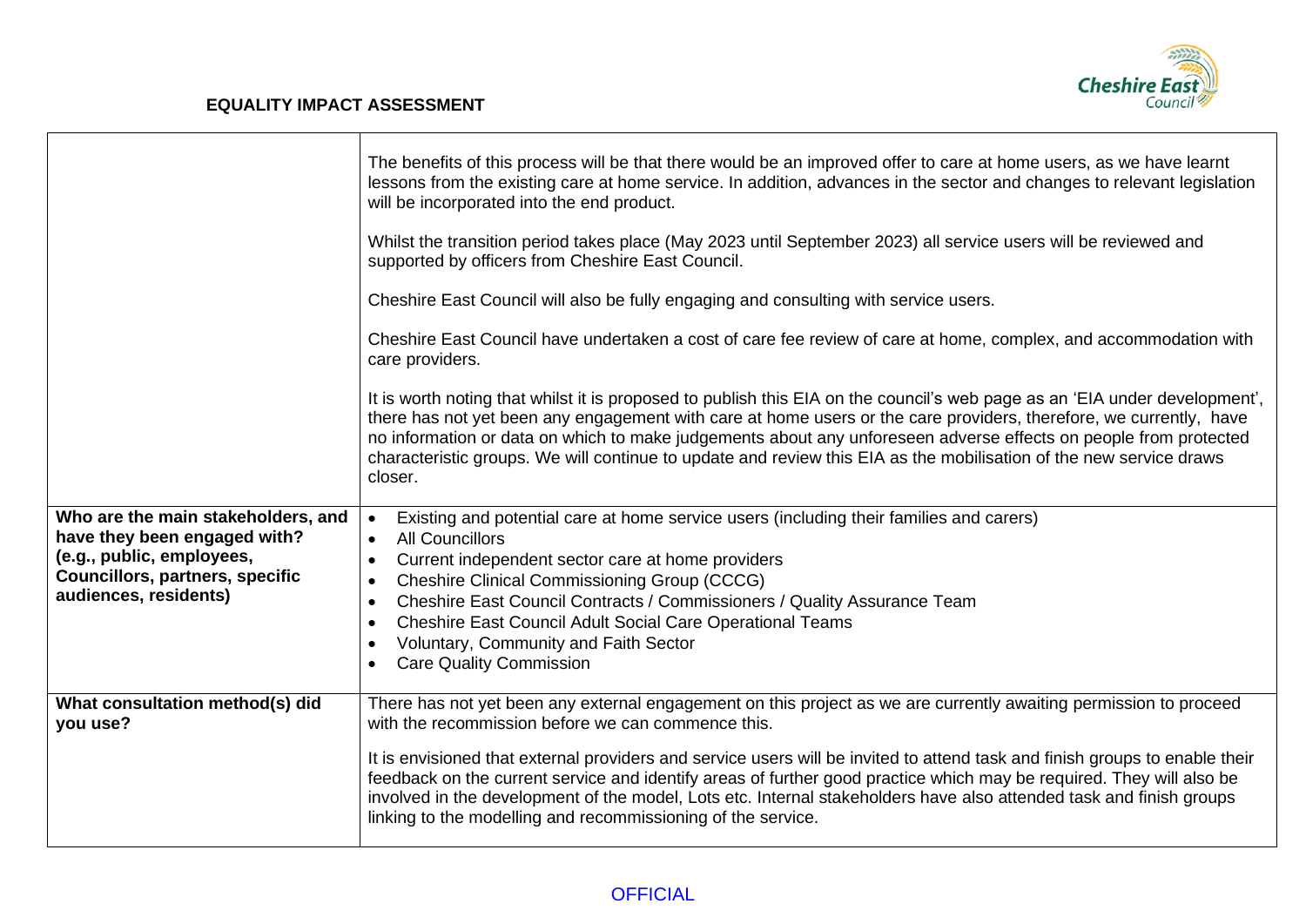**EQUALITY IMPACT ASSESSMENT**

| | |
|---|---|
| | The benefits of this process will be that there would be an improved offer to care at home users, as we have learnt lessons from the existing care at home service. In addition, advances in the sector and changes to relevant legislation will be incorporated into the end product.<br><br>Whilst the transition period takes place (May 2023 until September 2023) all service users will be reviewed and supported by officers from Cheshire East Council.<br><br>Cheshire East Council will also be fully engaging and consulting with service users.<br><br>Cheshire East Council have undertaken a cost of care fee review of care at home, complex, and accommodation with care providers.<br><br>It is worth noting that whilst it is proposed to publish this EIA on the council's web page as an 'EIA under development', there has not yet been any engagement with care at home users or the care providers, therefore, we currently, have no information or data on which to make judgements about any unforeseen adverse effects on people from protected characteristic groups. We will continue to update and review this EIA as the mobilisation of the new service draws closer. |
| **Who are the main stakeholders, and have they been engaged with? (e.g., public, employees, Councillors, partners, specific audiences, residents)** | • Existing and potential care at home service users (including their families and carers)<br>• All Councillors<br>• Current independent sector care at home providers<br>• Cheshire Clinical Commissioning Group (CCCG)<br>• Cheshire East Council Contracts / Commissioners / Quality Assurance Team<br>• Cheshire East Council Adult Social Care Operational Teams<br>• Voluntary, Community and Faith Sector<br>• Care Quality Commission |
| **What consultation method(s) did you use?** | There has not yet been any external engagement on this project as we are currently awaiting permission to proceed with the recommission before we can commence this.<br><br>It is envisioned that external providers and service users will be invited to attend task and finish groups to enable their feedback on the current service and identify areas of further good practice which may be required. They will also be involved in the development of the model, Lots etc. Internal stakeholders have also attended task and finish groups linking to the modelling and recommissioning of the service. |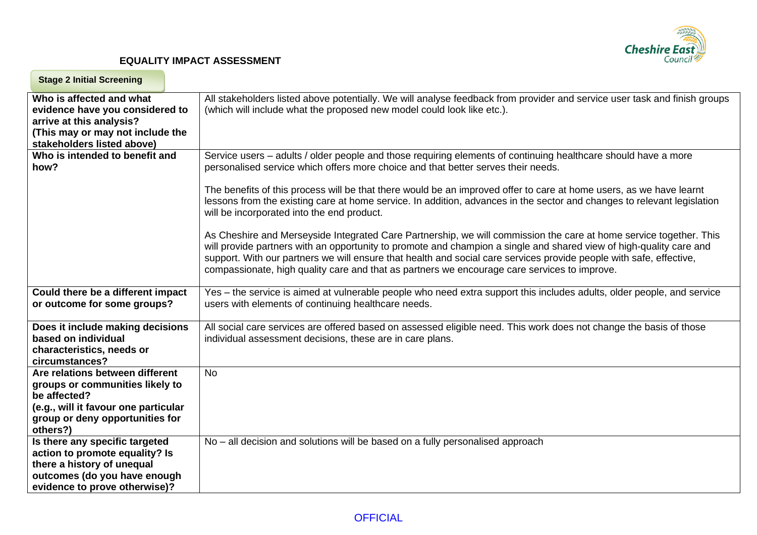# EQUALITY IMPACT ASSESSMENT

**Stage 2 Initial Screening**

| | |
|---|---|
| **Who is affected and what evidence have you considered to arrive at this analysis? (This may or may not include the stakeholders listed above)** | All stakeholders listed above potentially. We will analyse feedback from provider and service user task and finish groups (which will include what the proposed new model could look like etc.). |
| **Who is intended to benefit and how?** | Service users – adults / older people and those requiring elements of continuing healthcare should have a more personalised service which offers more choice and that better serves their needs.<br><br>The benefits of this process will be that there would be an improved offer to care at home users, as we have learnt lessons from the existing care at home service. In addition, advances in the sector and changes to relevant legislation will be incorporated into the end product.<br><br>As Cheshire and Merseyside Integrated Care Partnership, we will commission the care at home service together. This will provide partners with an opportunity to promote and champion a single and shared view of high-quality care and support. With our partners we will ensure that health and social care services provide people with safe, effective, compassionate, high quality care and that as partners we encourage care services to improve. |
| **Could there be a different impact or outcome for some groups?** | Yes – the service is aimed at vulnerable people who need extra support this includes adults, older people, and service users with elements of continuing healthcare needs. |
| **Does it include making decisions based on individual characteristics, needs or circumstances?** | All social care services are offered based on assessed eligible need. This work does not change the basis of those individual assessment decisions, these are in care plans. |
| **Are relations between different groups or communities likely to be affected? (e.g., will it favour one particular group or deny opportunities for others?)** | No |
| **Is there any specific targeted action to promote equality? Is there a history of unequal outcomes (do you have enough evidence to prove otherwise)?** | No – all decision and solutions will be based on a fully personalised approach |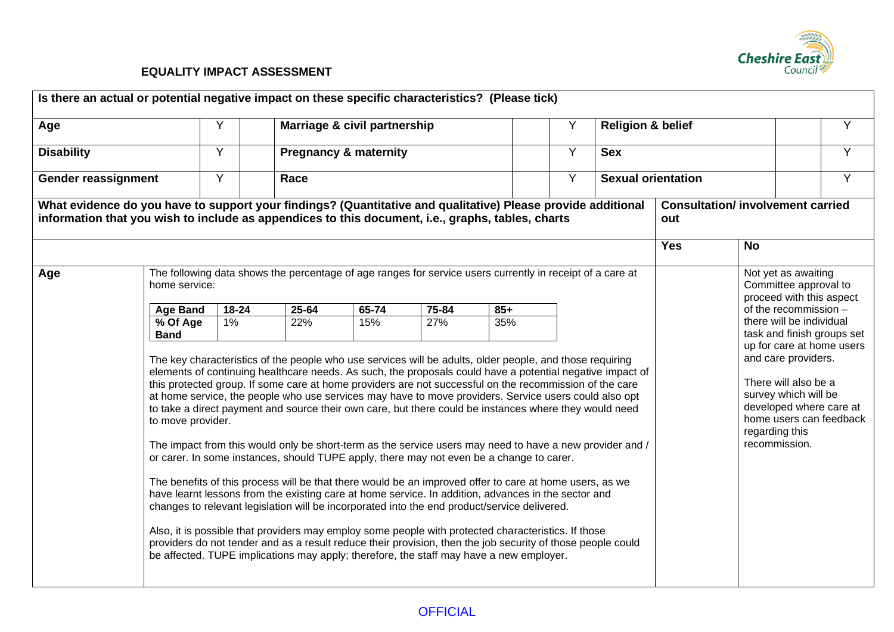## EQUALITY IMPACT ASSESSMENT

| Is there an actual or potential negative impact on these specific characteristics? (Please tick) | | | | | | | | |
|---|---|---|---|---|---|---|---|---|
| **Age** | Y | | **Marriage & civil partnership** | | Y | **Religion & belief** | | Y |
| **Disability** | Y | | **Pregnancy & maternity** | | Y | **Sex** | | Y |
| **Gender reassignment** | Y | | **Race** | | Y | **Sexual orientation** | | Y |

| What evidence do you have to support your findings? (Quantitative and qualitative) Please provide additional information that you wish to include as appendices to this document, i.e., graphs, tables, charts | | Consultation/ involvement carried out | |
|---|---|---|---|
| | | **Yes** | **No** |
| **Age** | The following data shows the percentage of age ranges for service users currently in receipt of a care at home service: | | Not yet as awaiting Committee approval to proceed with this aspect of the recommission – there will be individual task and finish groups set up for care at home users and care providers. There will also be a survey which will be developed where care at home users can feedback regarding this recommission. |

| Age Band | 18-24 | 25-64 | 65-74 | 75-84 | 85+ |
|---|---|---|---|---|---|
| % Of Age Band | 1% | 22% | 15% | 27% | 35% |

The key characteristics of the people who use services will be adults, older people, and those requiring elements of continuing healthcare needs. As such, the proposals could have a potential negative impact of this protected group. If some care at home providers are not successful on the recommission of the care at home service, the people who use services may have to move providers. Service users could also opt to take a direct payment and source their own care, but there could be instances where they would need to move provider.

The impact from this would only be short-term as the service users may need to have a new provider and / or carer. In some instances, should TUPE apply, there may not even be a change to carer.

The benefits of this process will be that there would be an improved offer to care at home users, as we have learnt lessons from the existing care at home service. In addition, advances in the sector and changes to relevant legislation will be incorporated into the end product/service delivered.

Also, it is possible that providers may employ some people with protected characteristics. If those providers do not tender and as a result reduce their provision, then the job security of those people could be affected. TUPE implications may apply; therefore, the staff may have a new employer.

OFFICIAL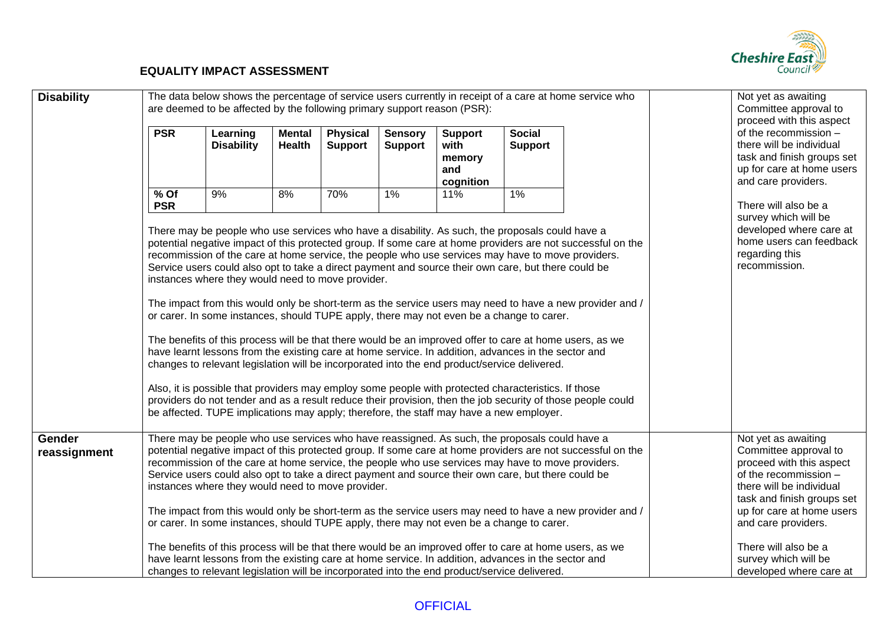**EQUALITY IMPACT ASSESSMENT**

| | | | |
|---|---|---|---|
| **Disability** | The data below shows the percentage of service users currently in receipt of a care at home service who are deemed to be affected by the following primary support reason (PSR):<br><br>**PSR**: **Learning Disability** 9% · **Mental Health** 8% · **Physical Support** 70% · **Sensory Support** 1% · **Support with memory and cognition** 11% · **Social Support** 1%<br><br>There may be people who use services who have a disability. As such, the proposals could have a potential negative impact of this protected group. If some care at home providers are not successful on the recommission of the care at home service, the people who use services may have to move providers. Service users could also opt to take a direct payment and source their own care, but there could be instances where they would need to move provider.<br><br>The impact from this would only be short-term as the service users may need to have a new provider and / or carer. In some instances, should TUPE apply, there may not even be a change to carer.<br><br>The benefits of this process will be that there would be an improved offer to care at home users, as we have learnt lessons from the existing care at home service. In addition, advances in the sector and changes to relevant legislation will be incorporated into the end product/service delivered.<br><br>Also, it is possible that providers may employ some people with protected characteristics. If those providers do not tender and as a result reduce their provision, then the job security of those people could be affected. TUPE implications may apply; therefore, the staff may have a new employer. | | Not yet as awaiting Committee approval to proceed with this aspect of the recommission – there will be individual task and finish groups set up for care at home users and care providers.<br><br>There will also be a survey which will be developed where care at home users can feedback regarding this recommission. |
| **Gender reassignment** | There may be people who use services who have reassigned. As such, the proposals could have a potential negative impact of this protected group. If some care at home providers are not successful on the recommission of the care at home service, the people who use services may have to move providers. Service users could also opt to take a direct payment and source their own care, but there could be instances where they would need to move provider.<br><br>The impact from this would only be short-term as the service users may need to have a new provider and / or carer. In some instances, should TUPE apply, there may not even be a change to carer.<br><br>The benefits of this process will be that there would be an improved offer to care at home users, as we have learnt lessons from the existing care at home service. In addition, advances in the sector and changes to relevant legislation will be incorporated into the end product/service delivered. | | Not yet as awaiting Committee approval to proceed with this aspect of the recommission – there will be individual task and finish groups set up for care at home users and care providers.<br><br>There will also be a survey which will be developed where care at |

OFFICIAL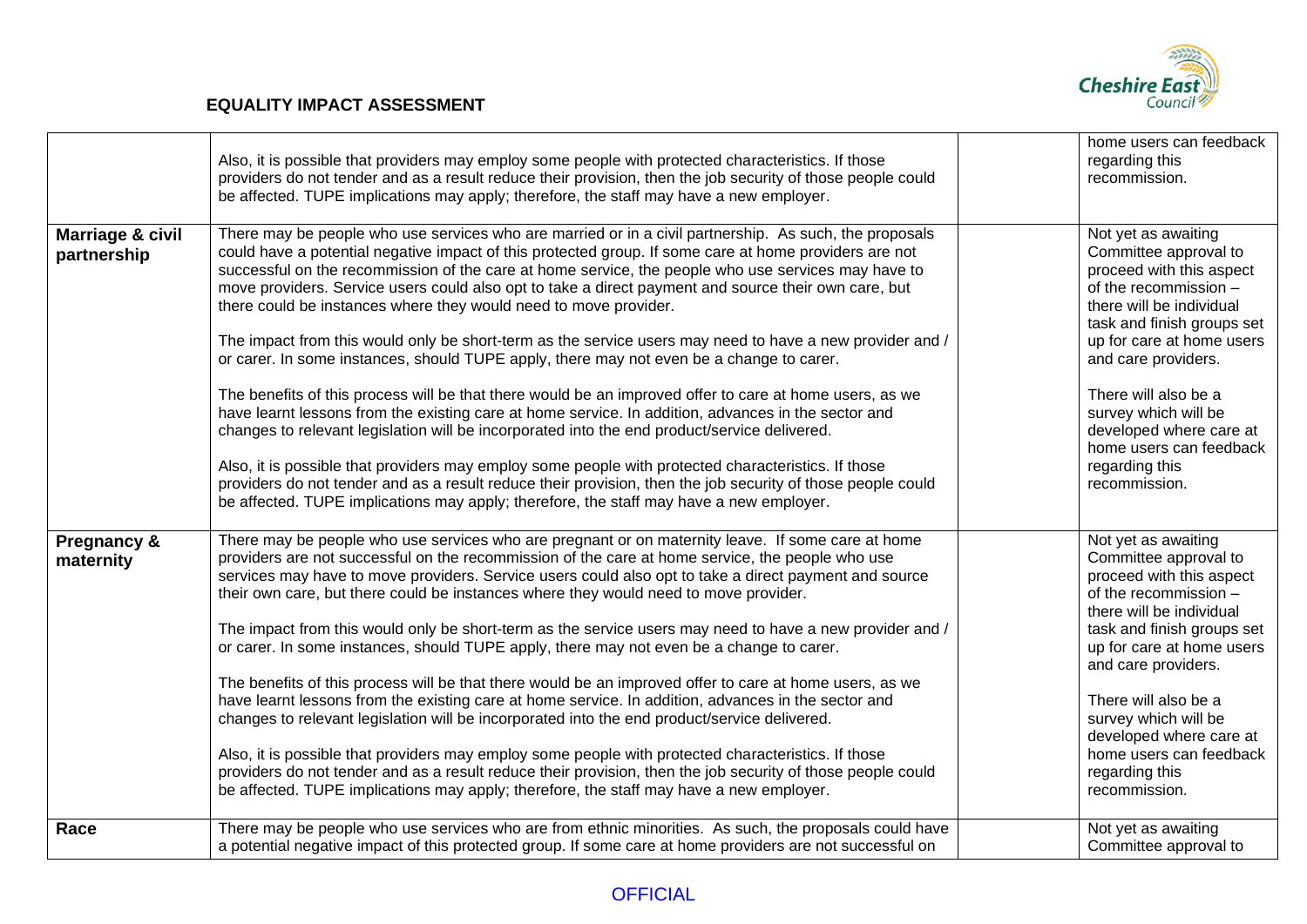## EQUALITY IMPACT ASSESSMENT

| | | | |
|---|---|---|---|
| | Also, it is possible that providers may employ some people with protected characteristics. If those providers do not tender and as a result reduce their provision, then the job security of those people could be affected. TUPE implications may apply; therefore, the staff may have a new employer. | | home users can feedback regarding this recommission. |
| **Marriage & civil partnership** | There may be people who use services who are married or in a civil partnership. As such, the proposals could have a potential negative impact of this protected group. If some care at home providers are not successful on the recommission of the care at home service, the people who use services may have to move providers. Service users could also opt to take a direct payment and source their own care, but there could be instances where they would need to move provider.<br><br>The impact from this would only be short-term as the service users may need to have a new provider and / or carer. In some instances, should TUPE apply, there may not even be a change to carer.<br><br>The benefits of this process will be that there would be an improved offer to care at home users, as we have learnt lessons from the existing care at home service. In addition, advances in the sector and changes to relevant legislation will be incorporated into the end product/service delivered.<br><br>Also, it is possible that providers may employ some people with protected characteristics. If those providers do not tender and as a result reduce their provision, then the job security of those people could be affected. TUPE implications may apply; therefore, the staff may have a new employer. | | Not yet as awaiting Committee approval to proceed with this aspect of the recommission – there will be individual task and finish groups set up for care at home users and care providers.<br><br>There will also be a survey which will be developed where care at home users can feedback regarding this recommission. |
| **Pregnancy & maternity** | There may be people who use services who are pregnant or on maternity leave. If some care at home providers are not successful on the recommission of the care at home service, the people who use services may have to move providers. Service users could also opt to take a direct payment and source their own care, but there could be instances where they would need to move provider.<br><br>The impact from this would only be short-term as the service users may need to have a new provider and / or carer. In some instances, should TUPE apply, there may not even be a change to carer.<br><br>The benefits of this process will be that there would be an improved offer to care at home users, as we have learnt lessons from the existing care at home service. In addition, advances in the sector and changes to relevant legislation will be incorporated into the end product/service delivered.<br><br>Also, it is possible that providers may employ some people with protected characteristics. If those providers do not tender and as a result reduce their provision, then the job security of those people could be affected. TUPE implications may apply; therefore, the staff may have a new employer. | | Not yet as awaiting Committee approval to proceed with this aspect of the recommission – there will be individual task and finish groups set up for care at home users and care providers.<br><br>There will also be a survey which will be developed where care at home users can feedback regarding this recommission. |
| **Race** | There may be people who use services who are from ethnic minorities. As such, the proposals could have a potential negative impact of this protected group. If some care at home providers are not successful on | | Not yet as awaiting Committee approval to |

OFFICIAL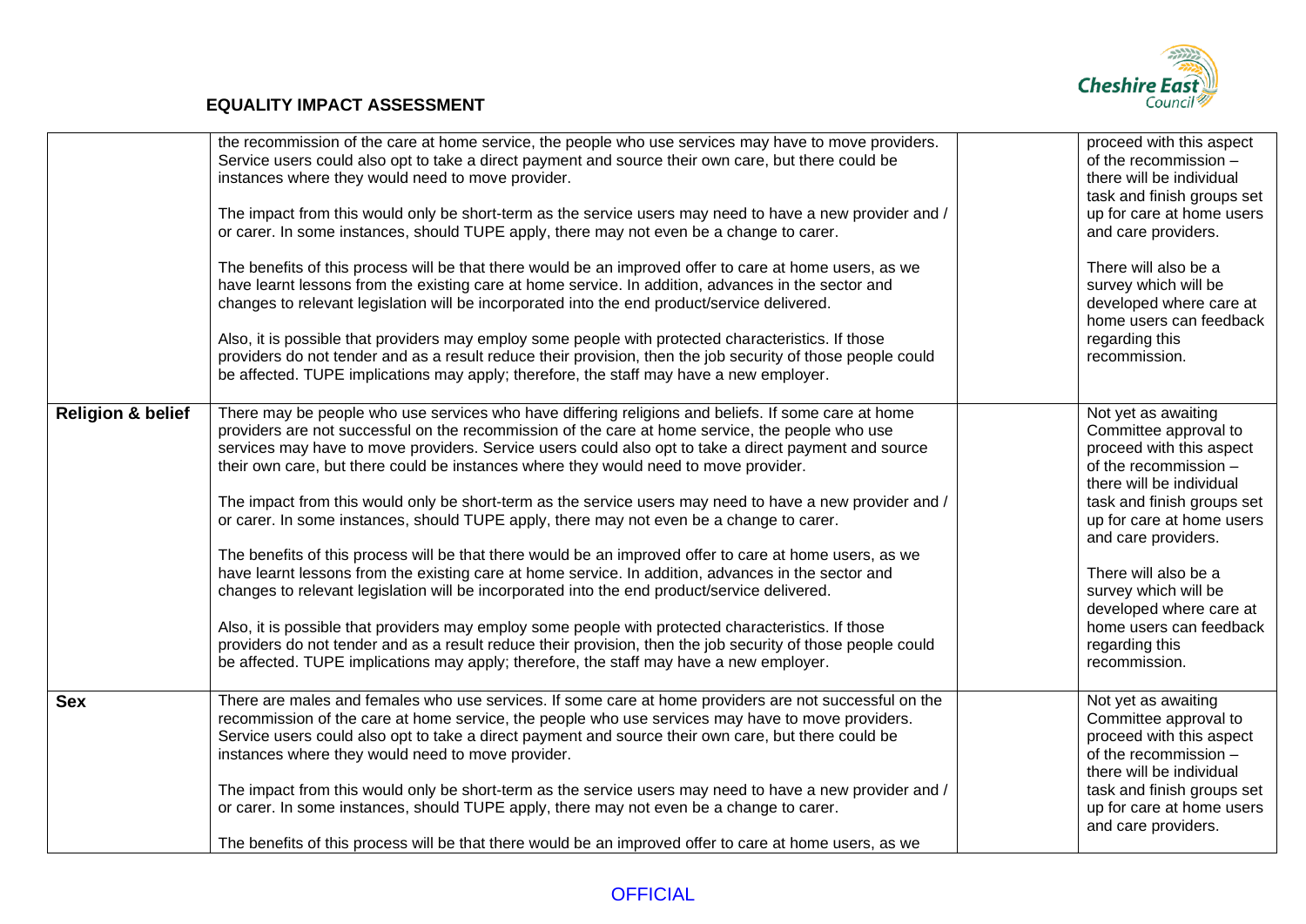# EQUALITY IMPACT ASSESSMENT

| | | | |
|---|---|---|---|
| | the recommission of the care at home service, the people who use services may have to move providers. Service users could also opt to take a direct payment and source their own care, but there could be instances where they would need to move provider.<br><br>The impact from this would only be short-term as the service users may need to have a new provider and / or carer. In some instances, should TUPE apply, there may not even be a change to carer.<br><br>The benefits of this process will be that there would be an improved offer to care at home users, as we have learnt lessons from the existing care at home service. In addition, advances in the sector and changes to relevant legislation will be incorporated into the end product/service delivered.<br><br>Also, it is possible that providers may employ some people with protected characteristics. If those providers do not tender and as a result reduce their provision, then the job security of those people could be affected. TUPE implications may apply; therefore, the staff may have a new employer. | | proceed with this aspect of the recommission – there will be individual task and finish groups set up for care at home users and care providers.<br><br>There will also be a survey which will be developed where care at home users can feedback regarding this recommission. |
| **Religion & belief** | There may be people who use services who have differing religions and beliefs. If some care at home providers are not successful on the recommission of the care at home service, the people who use services may have to move providers. Service users could also opt to take a direct payment and source their own care, but there could be instances where they would need to move provider.<br><br>The impact from this would only be short-term as the service users may need to have a new provider and / or carer. In some instances, should TUPE apply, there may not even be a change to carer.<br><br>The benefits of this process will be that there would be an improved offer to care at home users, as we have learnt lessons from the existing care at home service. In addition, advances in the sector and changes to relevant legislation will be incorporated into the end product/service delivered.<br><br>Also, it is possible that providers may employ some people with protected characteristics. If those providers do not tender and as a result reduce their provision, then the job security of those people could be affected. TUPE implications may apply; therefore, the staff may have a new employer. | | Not yet as awaiting Committee approval to proceed with this aspect of the recommission – there will be individual task and finish groups set up for care at home users and care providers.<br><br>There will also be a survey which will be developed where care at home users can feedback regarding this recommission. |
| **Sex** | There are males and females who use services. If some care at home providers are not successful on the recommission of the care at home service, the people who use services may have to move providers. Service users could also opt to take a direct payment and source their own care, but there could be instances where they would need to move provider.<br><br>The impact from this would only be short-term as the service users may need to have a new provider and / or carer. In some instances, should TUPE apply, there may not even be a change to carer.<br><br>The benefits of this process will be that there would be an improved offer to care at home users, as we | | Not yet as awaiting Committee approval to proceed with this aspect of the recommission – there will be individual task and finish groups set up for care at home users and care providers. |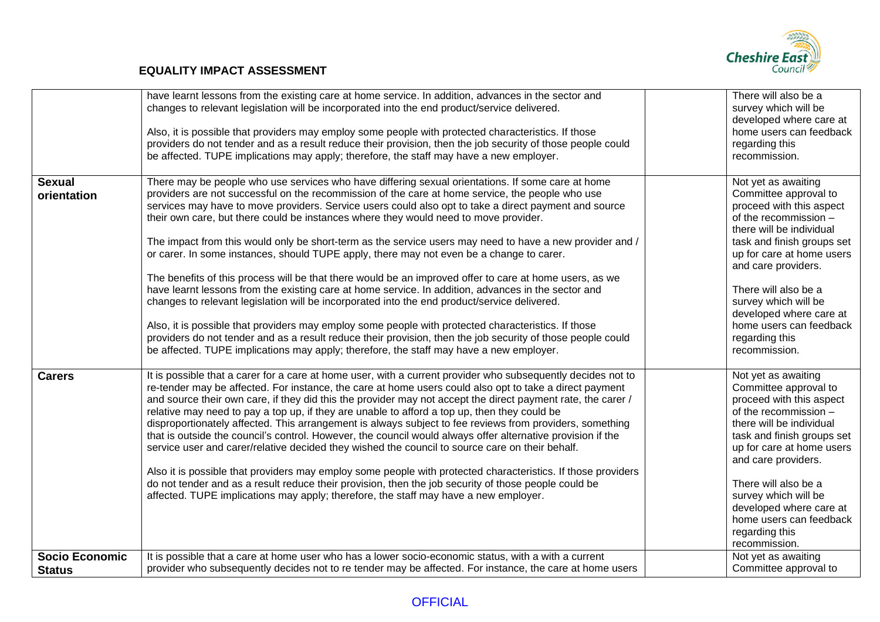**EQUALITY IMPACT ASSESSMENT**

| | | | |
|---|---|---|---|
| | have learnt lessons from the existing care at home service. In addition, advances in the sector and changes to relevant legislation will be incorporated into the end product/service delivered.<br><br>Also, it is possible that providers may employ some people with protected characteristics. If those providers do not tender and as a result reduce their provision, then the job security of those people could be affected. TUPE implications may apply; therefore, the staff may have a new employer. | | There will also be a survey which will be developed where care at home users can feedback regarding this recommission. |
| **Sexual orientation** | There may be people who use services who have differing sexual orientations. If some care at home providers are not successful on the recommission of the care at home service, the people who use services may have to move providers. Service users could also opt to take a direct payment and source their own care, but there could be instances where they would need to move provider.<br><br>The impact from this would only be short-term as the service users may need to have a new provider and / or carer. In some instances, should TUPE apply, there may not even be a change to carer.<br><br>The benefits of this process will be that there would be an improved offer to care at home users, as we have learnt lessons from the existing care at home service. In addition, advances in the sector and changes to relevant legislation will be incorporated into the end product/service delivered.<br><br>Also, it is possible that providers may employ some people with protected characteristics. If those providers do not tender and as a result reduce their provision, then the job security of those people could be affected. TUPE implications may apply; therefore, the staff may have a new employer. | | Not yet as awaiting Committee approval to proceed with this aspect of the recommission – there will be individual task and finish groups set up for care at home users and care providers.<br><br>There will also be a survey which will be developed where care at home users can feedback regarding this recommission. |
| **Carers** | It is possible that a carer for a care at home user, with a current provider who subsequently decides not to re-tender may be affected. For instance, the care at home users could also opt to take a direct payment and source their own care, if they did this the provider may not accept the direct payment rate, the carer / relative may need to pay a top up, if they are unable to afford a top up, then they could be disproportionately affected. This arrangement is always subject to fee reviews from providers, something that is outside the council's control. However, the council would always offer alternative provision if the service user and carer/relative decided they wished the council to source care on their behalf.<br><br>Also it is possible that providers may employ some people with protected characteristics. If those providers do not tender and as a result reduce their provision, then the job security of those people could be affected. TUPE implications may apply; therefore, the staff may have a new employer. | | Not yet as awaiting Committee approval to proceed with this aspect of the recommission – there will be individual task and finish groups set up for care at home users and care providers.<br><br>There will also be a survey which will be developed where care at home users can feedback regarding this recommission. |
| **Socio Economic Status** | It is possible that a care at home user who has a lower socio-economic status, with a with a current provider who subsequently decides not to re tender may be affected. For instance, the care at home users | | Not yet as awaiting Committee approval to |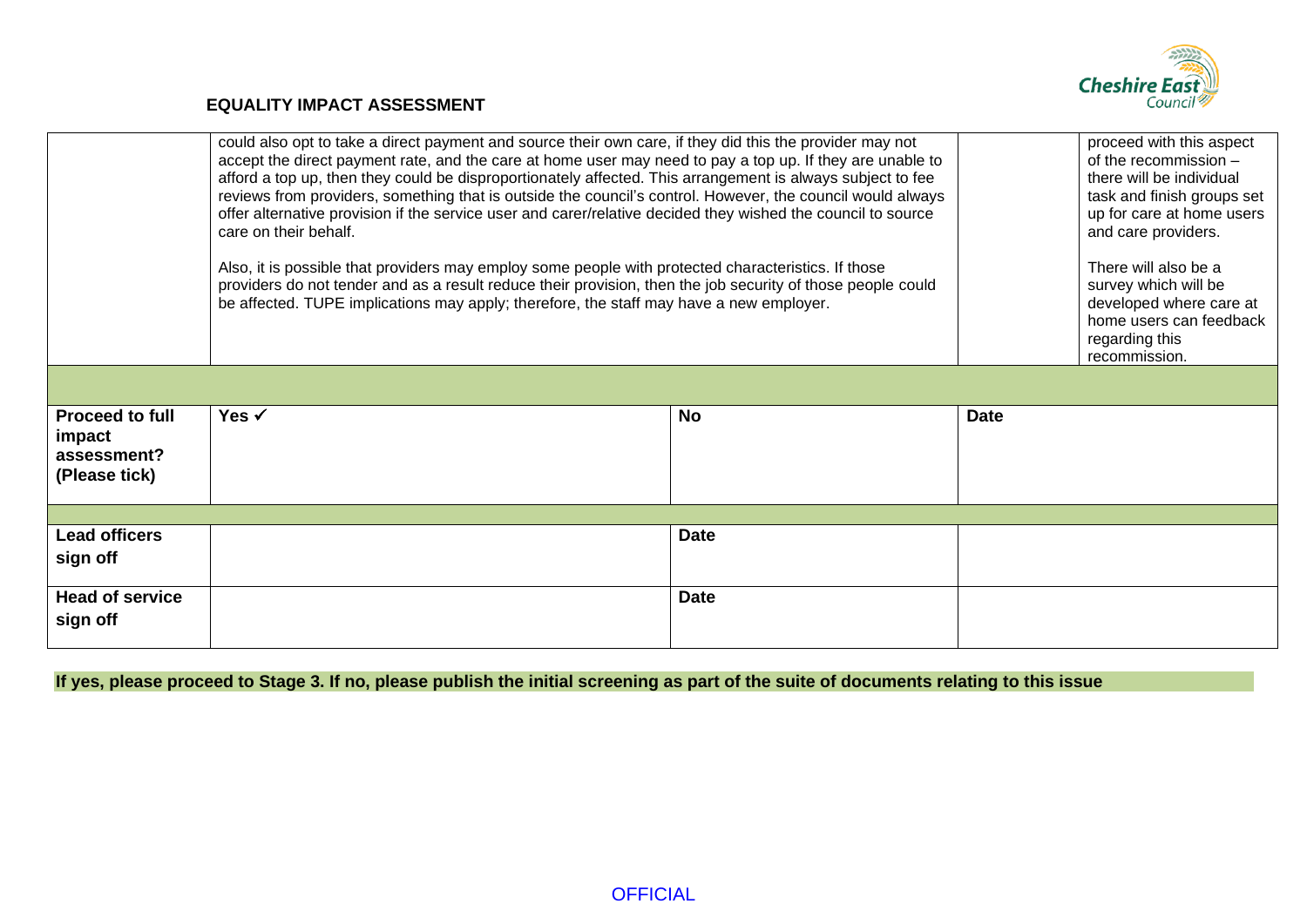**EQUALITY IMPACT ASSESSMENT**

| | | | | |
|---|---|---|---|---|
| | could also opt to take a direct payment and source their own care, if they did this the provider may not accept the direct payment rate, and the care at home user may need to pay a top up. If they are unable to afford a top up, then they could be disproportionately affected. This arrangement is always subject to fee reviews from providers, something that is outside the council's control. However, the council would always offer alternative provision if the service user and carer/relative decided they wished the council to source care on their behalf.<br><br>Also, it is possible that providers may employ some people with protected characteristics. If those providers do not tender and as a result reduce their provision, then the job security of those people could be affected. TUPE implications may apply; therefore, the staff may have a new employer. | | | proceed with this aspect of the recommission – there will be individual task and finish groups set up for care at home users and care providers.<br><br>There will also be a survey which will be developed where care at home users can feedback regarding this recommission. |
| | | | | |
| **Proceed to full impact assessment? (Please tick)** | **Yes ✓** | **No** | **Date** | |
| | | | | |
| **Lead officers sign off** | | **Date** | | |
| **Head of service sign off** | | **Date** | | |

**If yes, please proceed to Stage 3. If no, please publish the initial screening as part of the suite of documents relating to this issue**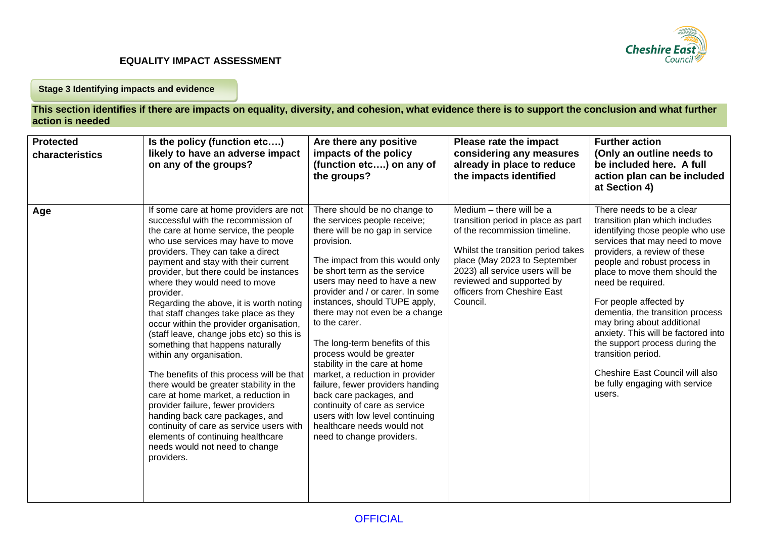## EQUALITY IMPACT ASSESSMENT

**Stage 3 Identifying impacts and evidence**

**This section identifies if there are impacts on equality, diversity, and cohesion, what evidence there is to support the conclusion and what further action is needed**

| Protected characteristics | Is the policy (function etc….) likely to have an adverse impact on any of the groups? | Are there any positive impacts of the policy (function etc….) on any of the groups? | Please rate the impact considering any measures already in place to reduce the impacts identified | Further action (Only an outline needs to be included here. A full action plan can be included at Section 4) |
|---|---|---|---|---|
| **Age** | If some care at home providers are not successful with the recommission of the care at home service, the people who use services may have to move providers. They can take a direct payment and stay with their current provider, but there could be instances where they would need to move provider.<br>Regarding the above, it is worth noting that staff changes take place as they occur within the provider organisation, (staff leave, change jobs etc) so this is something that happens naturally within any organisation.<br><br>The benefits of this process will be that there would be greater stability in the care at home market, a reduction in provider failure, fewer providers handing back care packages, and continuity of care as service users with elements of continuing healthcare needs would not need to change providers. | There should be no change to the services people receive; there will be no gap in service provision.<br><br>The impact from this would only be short term as the service users may need to have a new provider and / or carer. In some instances, should TUPE apply, there may not even be a change to the carer.<br><br>The long-term benefits of this process would be greater stability in the care at home market, a reduction in provider failure, fewer providers handing back care packages, and continuity of care as service users with low level continuing healthcare needs would not need to change providers. | Medium – there will be a transition period in place as part of the recommission timeline.<br><br>Whilst the transition period takes place (May 2023 to September 2023) all service users will be reviewed and supported by officers from Cheshire East Council. | There needs to be a clear transition plan which includes identifying those people who use services that may need to move providers, a review of these people and robust process in place to move them should the need be required.<br><br>For people affected by dementia, the transition process may bring about additional anxiety. This will be factored into the support process during the transition period.<br><br>Cheshire East Council will also be fully engaging with service users. |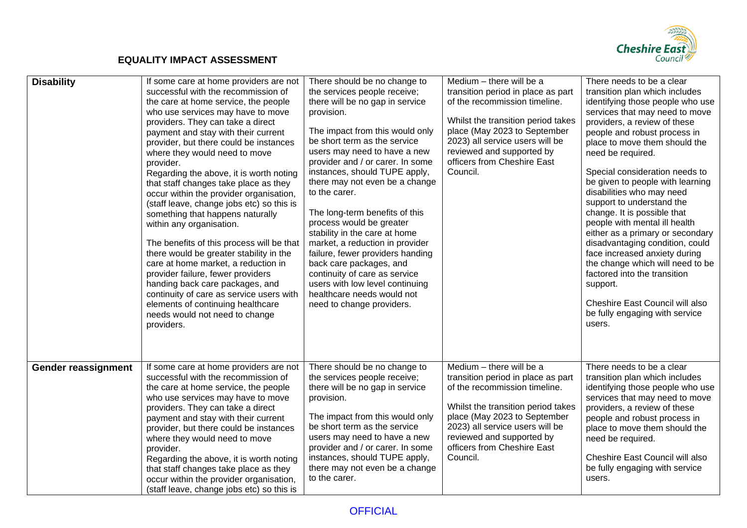## EQUALITY IMPACT ASSESSMENT

| | | | | |
|---|---|---|---|---|
| **Disability** | If some care at home providers are not successful with the recommission of the care at home service, the people who use services may have to move providers. They can take a direct payment and stay with their current provider, but there could be instances where they would need to move provider.<br>Regarding the above, it is worth noting that staff changes take place as they occur within the provider organisation, (staff leave, change jobs etc) so this is something that happens naturally within any organisation.<br><br>The benefits of this process will be that there would be greater stability in the care at home market, a reduction in provider failure, fewer providers handing back care packages, and continuity of care as service users with elements of continuing healthcare needs would not need to change providers. | There should be no change to the services people receive; there will be no gap in service provision.<br><br>The impact from this would only be short term as the service users may need to have a new provider and / or carer. In some instances, should TUPE apply, there may not even be a change to the carer.<br><br>The long-term benefits of this process would be greater stability in the care at home market, a reduction in provider failure, fewer providers handing back care packages, and continuity of care as service users with low level continuing healthcare needs would not need to change providers. | Medium – there will be a transition period in place as part of the recommission timeline.<br><br>Whilst the transition period takes place (May 2023 to September 2023) all service users will be reviewed and supported by officers from Cheshire East Council. | There needs to be a clear transition plan which includes identifying those people who use services that may need to move providers, a review of these people and robust process in place to move them should the need be required.<br><br>Special consideration needs to be given to people with learning disabilities who may need support to understand the change. It is possible that people with mental ill health either as a primary or secondary disadvantaging condition, could face increased anxiety during the change which will need to be factored into the transition support.<br><br>Cheshire East Council will also be fully engaging with service users. |
| **Gender reassignment** | If some care at home providers are not successful with the recommission of the care at home service, the people who use services may have to move providers. They can take a direct payment and stay with their current provider, but there could be instances where they would need to move provider.<br>Regarding the above, it is worth noting that staff changes take place as they occur within the provider organisation, (staff leave, change jobs etc) so this is | There should be no change to the services people receive; there will be no gap in service provision.<br><br>The impact from this would only be short term as the service users may need to have a new provider and / or carer. In some instances, should TUPE apply, there may not even be a change to the carer. | Medium – there will be a transition period in place as part of the recommission timeline.<br><br>Whilst the transition period takes place (May 2023 to September 2023) all service users will be reviewed and supported by officers from Cheshire East Council. | There needs to be a clear transition plan which includes identifying those people who use services that may need to move providers, a review of these people and robust process in place to move them should the need be required.<br><br>Cheshire East Council will also be fully engaging with service users. |

OFFICIAL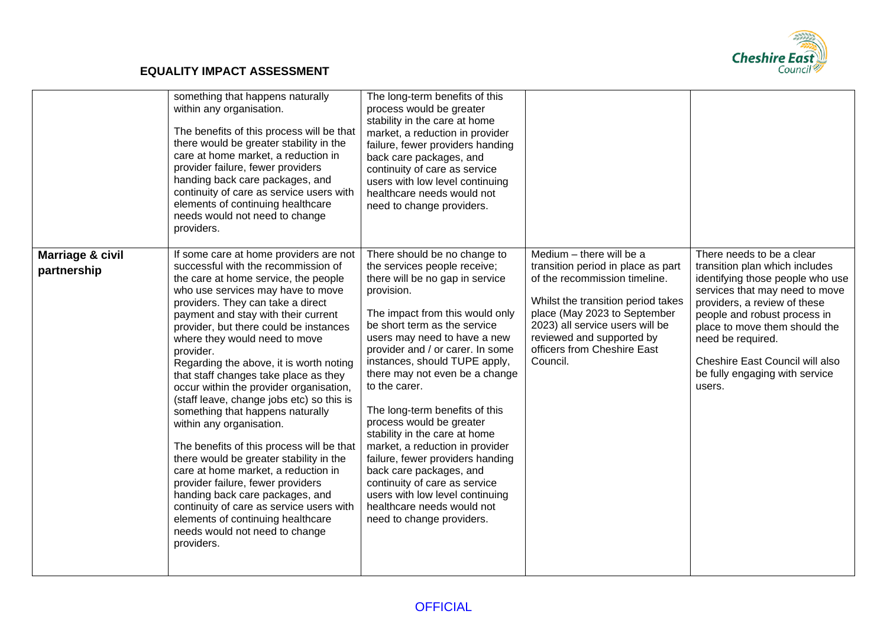## EQUALITY IMPACT ASSESSMENT

| | | | | |
|---|---|---|---|---|
| | something that happens naturally within any organisation.<br><br>The benefits of this process will be that there would be greater stability in the care at home market, a reduction in provider failure, fewer providers handing back care packages, and continuity of care as service users with elements of continuing healthcare needs would not need to change providers. | The long-term benefits of this process would be greater stability in the care at home market, a reduction in provider failure, fewer providers handing back care packages, and continuity of care as service users with low level continuing healthcare needs would not need to change providers. | | |
| **Marriage & civil partnership** | If some care at home providers are not successful with the recommission of the care at home service, the people who use services may have to move providers. They can take a direct payment and stay with their current provider, but there could be instances where they would need to move provider.<br>Regarding the above, it is worth noting that staff changes take place as they occur within the provider organisation, (staff leave, change jobs etc) so this is something that happens naturally within any organisation.<br><br>The benefits of this process will be that there would be greater stability in the care at home market, a reduction in provider failure, fewer providers handing back care packages, and continuity of care as service users with elements of continuing healthcare needs would not need to change providers. | There should be no change to the services people receive; there will be no gap in service provision.<br><br>The impact from this would only be short term as the service users may need to have a new provider and / or carer. In some instances, should TUPE apply, there may not even be a change to the carer.<br><br>The long-term benefits of this process would be greater stability in the care at home market, a reduction in provider failure, fewer providers handing back care packages, and continuity of care as service users with low level continuing healthcare needs would not need to change providers. | Medium – there will be a transition period in place as part of the recommission timeline.<br><br>Whilst the transition period takes place (May 2023 to September 2023) all service users will be reviewed and supported by officers from Cheshire East Council. | There needs to be a clear transition plan which includes identifying those people who use services that may need to move providers, a review of these people and robust process in place to move them should the need be required.<br><br>Cheshire East Council will also be fully engaging with service users. |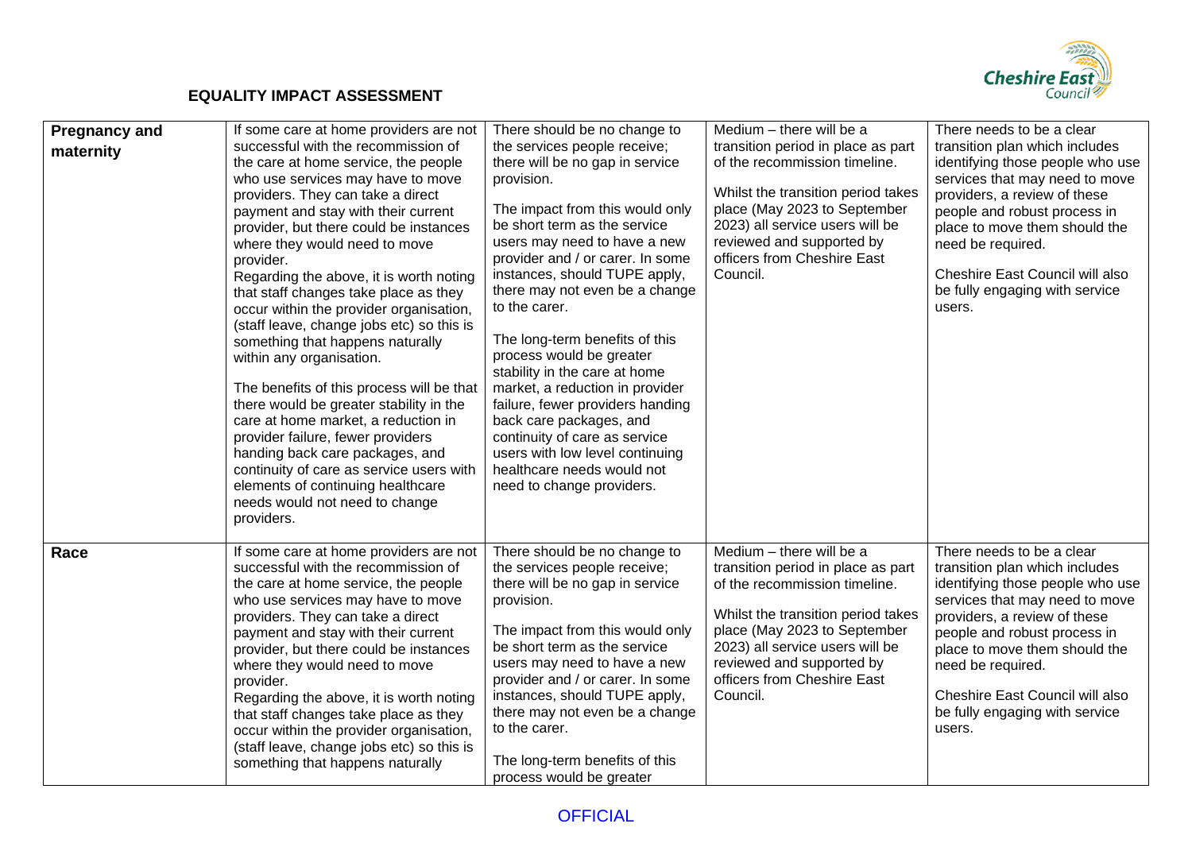## EQUALITY IMPACT ASSESSMENT

| | | | | |
|---|---|---|---|---|
| **Pregnancy and maternity** | If some care at home providers are not successful with the recommission of the care at home service, the people who use services may have to move providers. They can take a direct payment and stay with their current provider, but there could be instances where they would need to move provider.<br>Regarding the above, it is worth noting that staff changes take place as they occur within the provider organisation, (staff leave, change jobs etc) so this is something that happens naturally within any organisation.<br><br>The benefits of this process will be that there would be greater stability in the care at home market, a reduction in provider failure, fewer providers handing back care packages, and continuity of care as service users with elements of continuing healthcare needs would not need to change providers. | There should be no change to the services people receive; there will be no gap in service provision.<br><br>The impact from this would only be short term as the service users may need to have a new provider and / or carer. In some instances, should TUPE apply, there may not even be a change to the carer.<br><br>The long-term benefits of this process would be greater stability in the care at home market, a reduction in provider failure, fewer providers handing back care packages, and continuity of care as service users with low level continuing healthcare needs would not need to change providers. | Medium – there will be a transition period in place as part of the recommission timeline.<br><br>Whilst the transition period takes place (May 2023 to September 2023) all service users will be reviewed and supported by officers from Cheshire East Council. | There needs to be a clear transition plan which includes identifying those people who use services that may need to move providers, a review of these people and robust process in place to move them should the need be required.<br><br>Cheshire East Council will also be fully engaging with service users. |
| **Race** | If some care at home providers are not successful with the recommission of the care at home service, the people who use services may have to move providers. They can take a direct payment and stay with their current provider, but there could be instances where they would need to move provider.<br>Regarding the above, it is worth noting that staff changes take place as they occur within the provider organisation, (staff leave, change jobs etc) so this is something that happens naturally | There should be no change to the services people receive; there will be no gap in service provision.<br><br>The impact from this would only be short term as the service users may need to have a new provider and / or carer. In some instances, should TUPE apply, there may not even be a change to the carer.<br><br>The long-term benefits of this process would be greater | Medium – there will be a transition period in place as part of the recommission timeline.<br><br>Whilst the transition period takes place (May 2023 to September 2023) all service users will be reviewed and supported by officers from Cheshire East Council. | There needs to be a clear transition plan which includes identifying those people who use services that may need to move providers, a review of these people and robust process in place to move them should the need be required.<br><br>Cheshire East Council will also be fully engaging with service users. |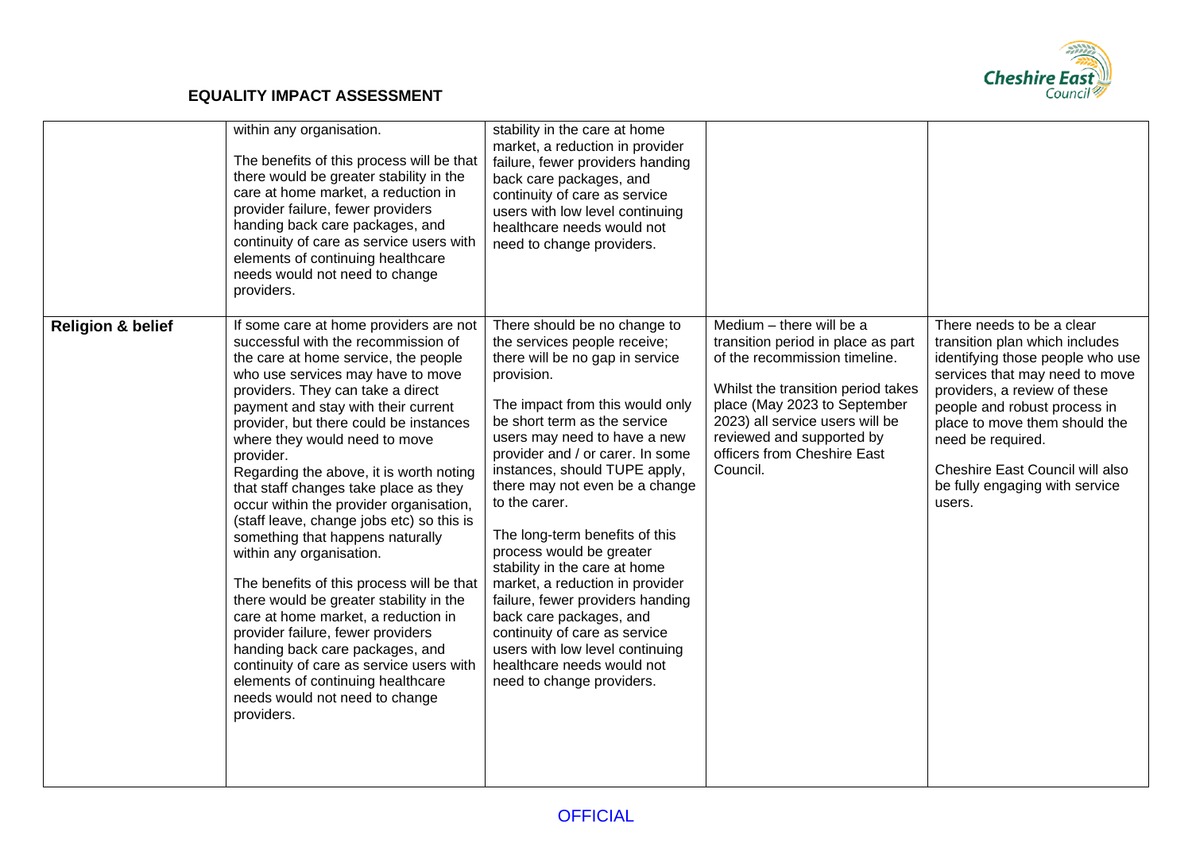## EQUALITY IMPACT ASSESSMENT

| | | | | |
|---|---|---|---|---|
| | within any organisation.<br><br>The benefits of this process will be that there would be greater stability in the care at home market, a reduction in provider failure, fewer providers handing back care packages, and continuity of care as service users with elements of continuing healthcare needs would not need to change providers. | stability in the care at home market, a reduction in provider failure, fewer providers handing back care packages, and continuity of care as service users with low level continuing healthcare needs would not need to change providers. | | |
| **Religion & belief** | If some care at home providers are not successful with the recommission of the care at home service, the people who use services may have to move providers. They can take a direct payment and stay with their current provider, but there could be instances where they would need to move provider.<br>Regarding the above, it is worth noting that staff changes take place as they occur within the provider organisation, (staff leave, change jobs etc) so this is something that happens naturally within any organisation.<br><br>The benefits of this process will be that there would be greater stability in the care at home market, a reduction in provider failure, fewer providers handing back care packages, and continuity of care as service users with elements of continuing healthcare needs would not need to change providers. | There should be no change to the services people receive; there will be no gap in service provision.<br><br>The impact from this would only be short term as the service users may need to have a new provider and / or carer. In some instances, should TUPE apply, there may not even be a change to the carer.<br><br>The long-term benefits of this process would be greater stability in the care at home market, a reduction in provider failure, fewer providers handing back care packages, and continuity of care as service users with low level continuing healthcare needs would not need to change providers. | Medium – there will be a transition period in place as part of the recommission timeline.<br><br>Whilst the transition period takes place (May 2023 to September 2023) all service users will be reviewed and supported by officers from Cheshire East Council. | There needs to be a clear transition plan which includes identifying those people who use services that may need to move providers, a review of these people and robust process in place to move them should the need be required.<br><br>Cheshire East Council will also be fully engaging with service users. |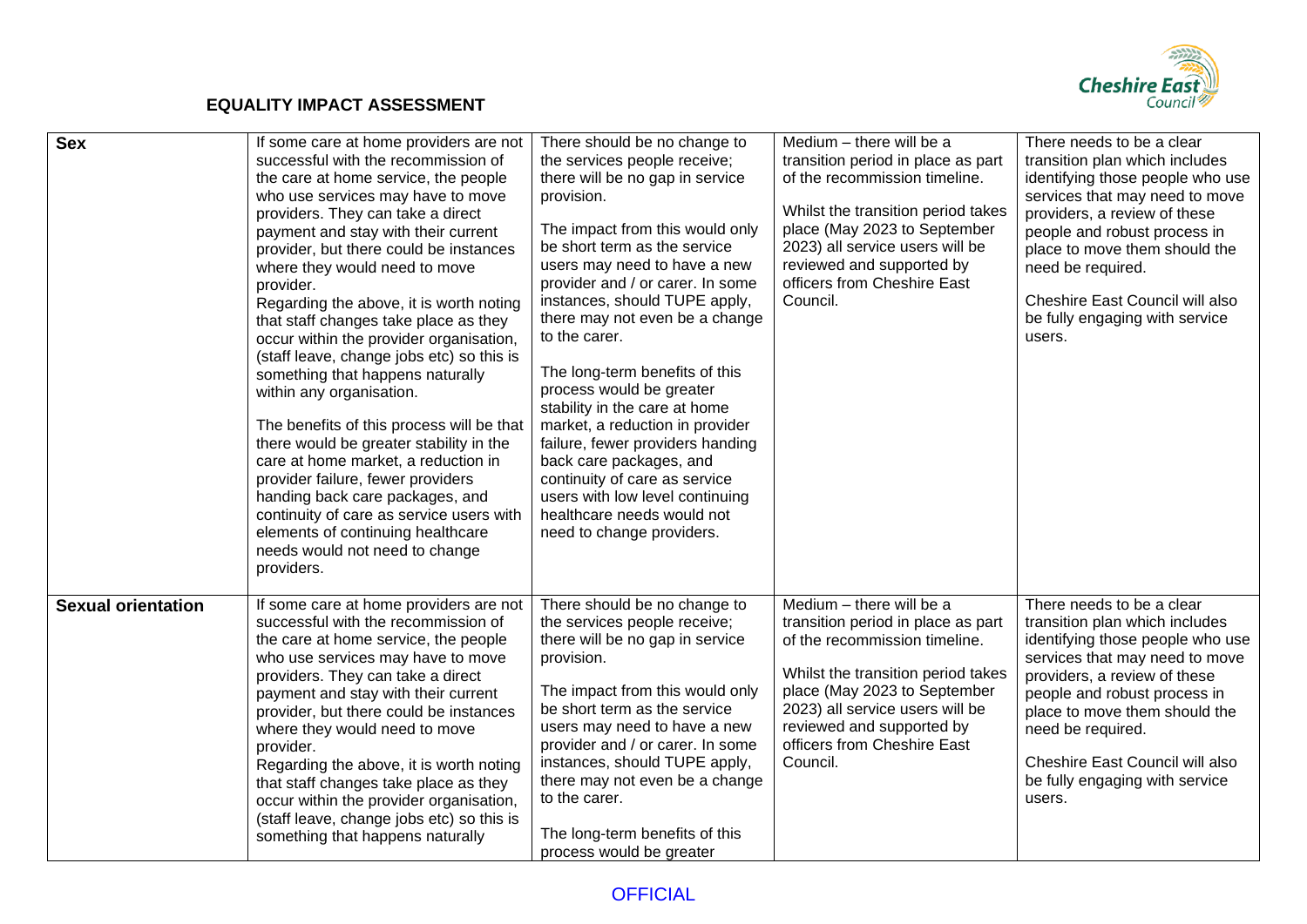**EQUALITY IMPACT ASSESSMENT**

| | | | | |
|---|---|---|---|---|
| **Sex** | If some care at home providers are not successful with the recommission of the care at home service, the people who use services may have to move providers. They can take a direct payment and stay with their current provider, but there could be instances where they would need to move provider.<br>Regarding the above, it is worth noting that staff changes take place as they occur within the provider organisation, (staff leave, change jobs etc) so this is something that happens naturally within any organisation.<br><br>The benefits of this process will be that there would be greater stability in the care at home market, a reduction in provider failure, fewer providers handing back care packages, and continuity of care as service users with elements of continuing healthcare needs would not need to change providers. | There should be no change to the services people receive; there will be no gap in service provision.<br><br>The impact from this would only be short term as the service users may need to have a new provider and / or carer. In some instances, should TUPE apply, there may not even be a change to the carer.<br><br>The long-term benefits of this process would be greater stability in the care at home market, a reduction in provider failure, fewer providers handing back care packages, and continuity of care as service users with low level continuing healthcare needs would not need to change providers. | Medium – there will be a transition period in place as part of the recommission timeline.<br><br>Whilst the transition period takes place (May 2023 to September 2023) all service users will be reviewed and supported by officers from Cheshire East Council. | There needs to be a clear transition plan which includes identifying those people who use services that may need to move providers, a review of these people and robust process in place to move them should the need be required.<br><br>Cheshire East Council will also be fully engaging with service users. |
| **Sexual orientation** | If some care at home providers are not successful with the recommission of the care at home service, the people who use services may have to move providers. They can take a direct payment and stay with their current provider, but there could be instances where they would need to move provider.<br>Regarding the above, it is worth noting that staff changes take place as they occur within the provider organisation, (staff leave, change jobs etc) so this is something that happens naturally | There should be no change to the services people receive; there will be no gap in service provision.<br><br>The impact from this would only be short term as the service users may need to have a new provider and / or carer. In some instances, should TUPE apply, there may not even be a change to the carer.<br><br>The long-term benefits of this process would be greater | Medium – there will be a transition period in place as part of the recommission timeline.<br><br>Whilst the transition period takes place (May 2023 to September 2023) all service users will be reviewed and supported by officers from Cheshire East Council. | There needs to be a clear transition plan which includes identifying those people who use services that may need to move providers, a review of these people and robust process in place to move them should the need be required.<br><br>Cheshire East Council will also be fully engaging with service users. |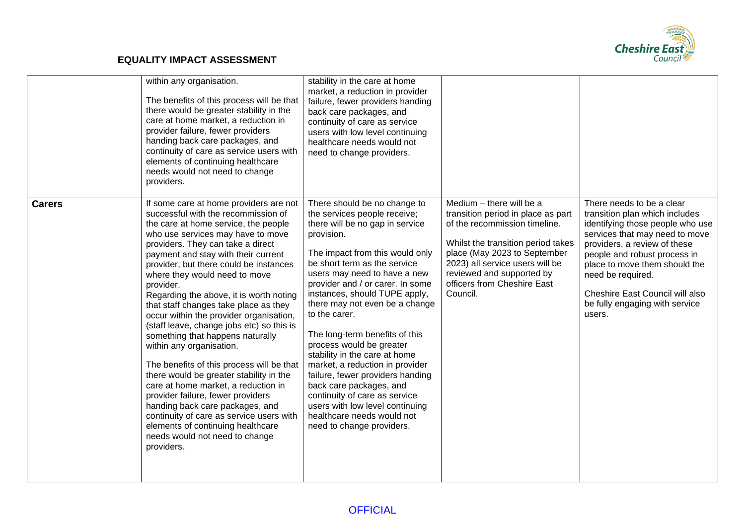# EQUALITY IMPACT ASSESSMENT

| | | | | |
|---|---|---|---|---|
| | within any organisation.<br><br>The benefits of this process will be that there would be greater stability in the care at home market, a reduction in provider failure, fewer providers handing back care packages, and continuity of care as service users with elements of continuing healthcare needs would not need to change providers. | stability in the care at home market, a reduction in provider failure, fewer providers handing back care packages, and continuity of care as service users with low level continuing healthcare needs would not need to change providers. | | |
| **Carers** | If some care at home providers are not successful with the recommission of the care at home service, the people who use services may have to move providers. They can take a direct payment and stay with their current provider, but there could be instances where they would need to move provider.<br>Regarding the above, it is worth noting that staff changes take place as they occur within the provider organisation, (staff leave, change jobs etc) so this is something that happens naturally within any organisation.<br><br>The benefits of this process will be that there would be greater stability in the care at home market, a reduction in provider failure, fewer providers handing back care packages, and continuity of care as service users with elements of continuing healthcare needs would not need to change providers. | There should be no change to the services people receive; there will be no gap in service provision.<br><br>The impact from this would only be short term as the service users may need to have a new provider and / or carer. In some instances, should TUPE apply, there may not even be a change to the carer.<br><br>The long-term benefits of this process would be greater stability in the care at home market, a reduction in provider failure, fewer providers handing back care packages, and continuity of care as service users with low level continuing healthcare needs would not need to change providers. | Medium – there will be a transition period in place as part of the recommission timeline.<br><br>Whilst the transition period takes place (May 2023 to September 2023) all service users will be reviewed and supported by officers from Cheshire East Council. | There needs to be a clear transition plan which includes identifying those people who use services that may need to move providers, a review of these people and robust process in place to move them should the need be required.<br><br>Cheshire East Council will also be fully engaging with service users. |

OFFICIAL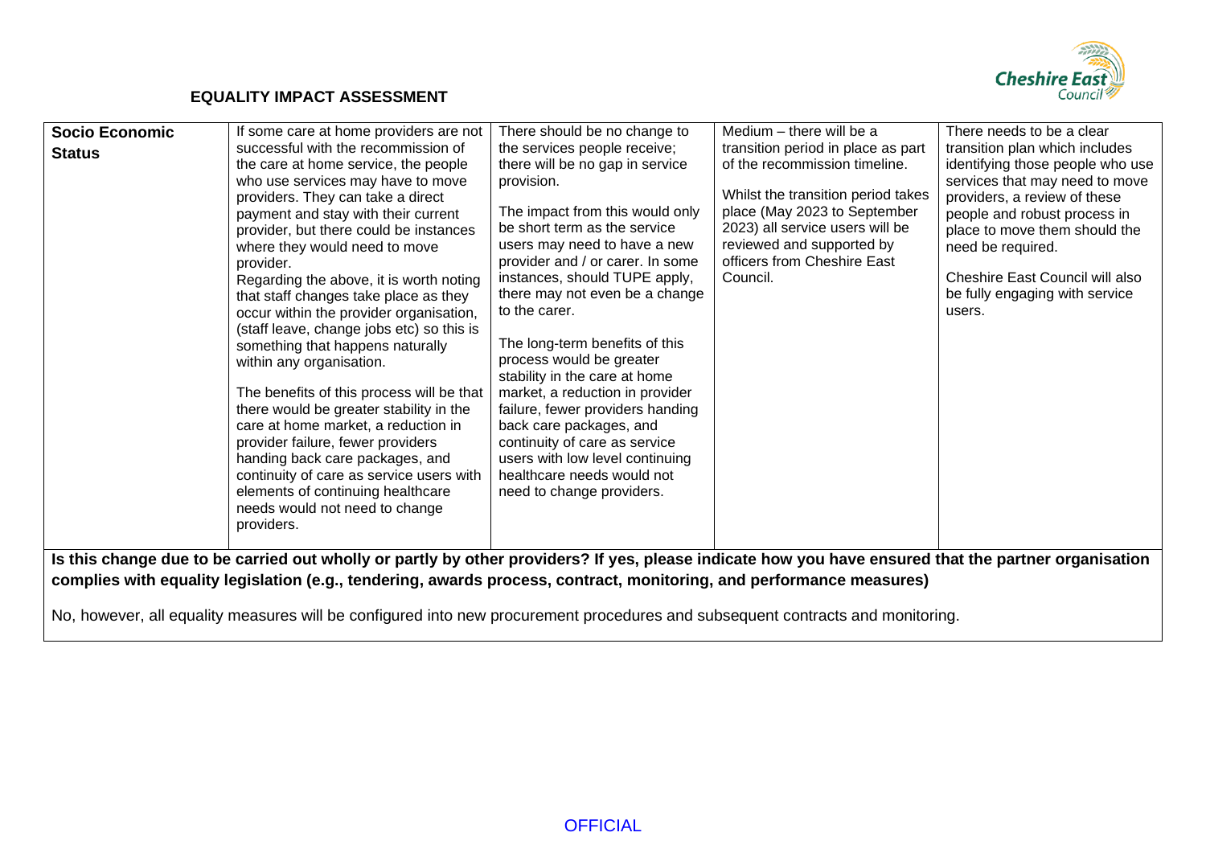**EQUALITY IMPACT ASSESSMENT**

| | | | | |
|---|---|---|---|---|
| **Socio Economic Status** | If some care at home providers are not successful with the recommission of the care at home service, the people who use services may have to move providers. They can take a direct payment and stay with their current provider, but there could be instances where they would need to move provider.<br>Regarding the above, it is worth noting that staff changes take place as they occur within the provider organisation, (staff leave, change jobs etc) so this is something that happens naturally within any organisation.<br><br>The benefits of this process will be that there would be greater stability in the care at home market, a reduction in provider failure, fewer providers handing back care packages, and continuity of care as service users with elements of continuing healthcare needs would not need to change providers. | There should be no change to the services people receive; there will be no gap in service provision.<br><br>The impact from this would only be short term as the service users may need to have a new provider and / or carer. In some instances, should TUPE apply, there may not even be a change to the carer.<br><br>The long-term benefits of this process would be greater stability in the care at home market, a reduction in provider failure, fewer providers handing back care packages, and continuity of care as service users with low level continuing healthcare needs would not need to change providers. | Medium – there will be a transition period in place as part of the recommission timeline.<br><br>Whilst the transition period takes place (May 2023 to September 2023) all service users will be reviewed and supported by officers from Cheshire East Council. | There needs to be a clear transition plan which includes identifying those people who use services that may need to move providers, a review of these people and robust process in place to move them should the need be required.<br><br>Cheshire East Council will also be fully engaging with service users. |

**Is this change due to be carried out wholly or partly by other providers? If yes, please indicate how you have ensured that the partner organisation complies with equality legislation (e.g., tendering, awards process, contract, monitoring, and performance measures)**

No, however, all equality measures will be configured into new procurement procedures and subsequent contracts and monitoring.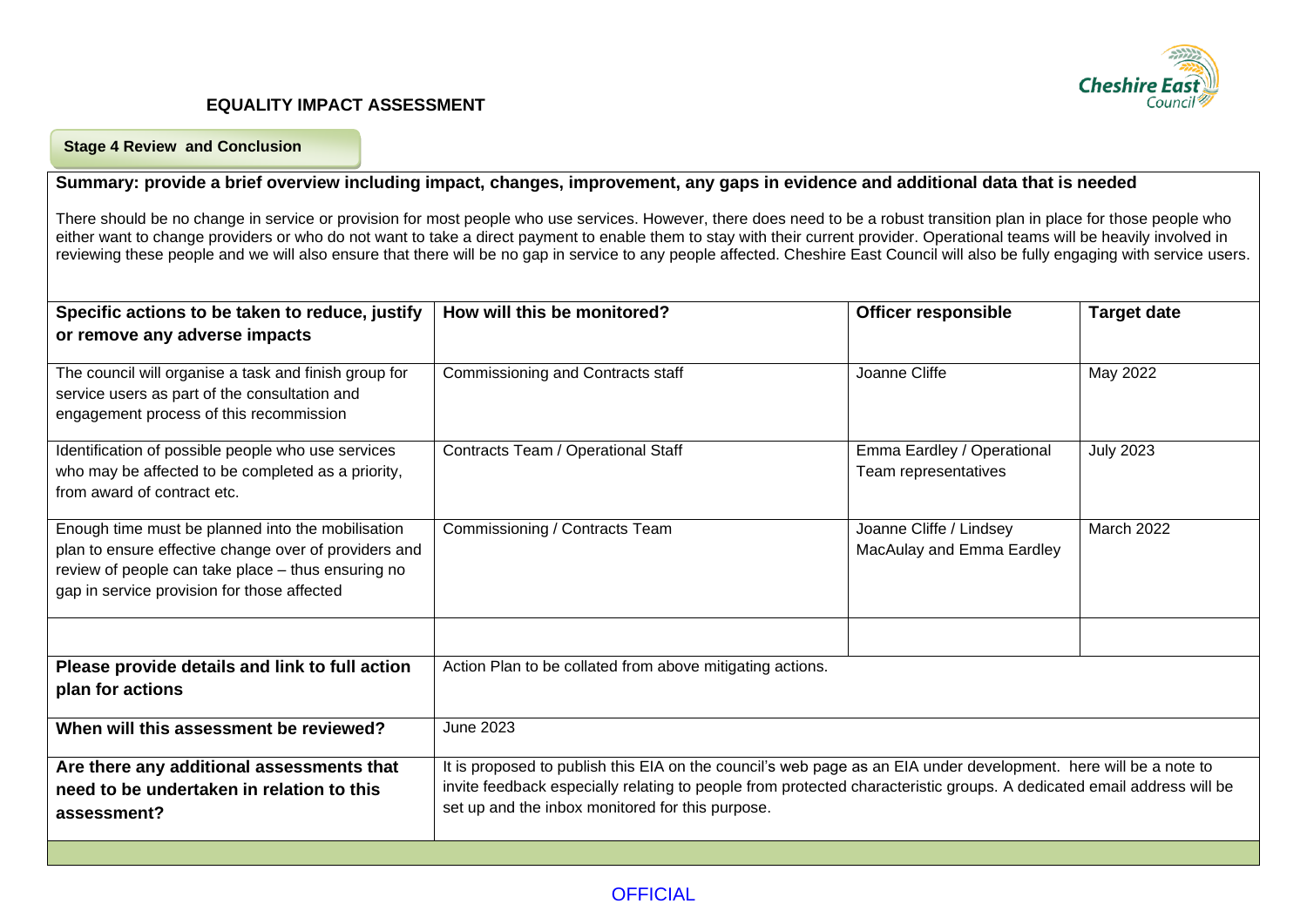# EQUALITY IMPACT ASSESSMENT

## Stage 4 Review and Conclusion

**Summary: provide a brief overview including impact, changes, improvement, any gaps in evidence and additional data that is needed**

There should be no change in service or provision for most people who use services. However, there does need to be a robust transition plan in place for those people who either want to change providers or who do not want to take a direct payment to enable them to stay with their current provider. Operational teams will be heavily involved in reviewing these people and we will also ensure that there will be no gap in service to any people affected. Cheshire East Council will also be fully engaging with service users.

| **Specific actions to be taken to reduce, justify or remove any adverse impacts** | **How will this be monitored?** | **Officer responsible** | **Target date** |
|---|---|---|---|
| The council will organise a task and finish group for service users as part of the consultation and engagement process of this recommission | Commissioning and Contracts staff | Joanne Cliffe | May 2022 |
| Identification of possible people who use services who may be affected to be completed as a priority, from award of contract etc. | Contracts Team / Operational Staff | Emma Eardley / Operational Team representatives | July 2023 |
| Enough time must be planned into the mobilisation plan to ensure effective change over of providers and review of people can take place – thus ensuring no gap in service provision for those affected | Commissioning / Contracts Team | Joanne Cliffe / Lindsey MacAulay and Emma Eardley | March 2022 |
| | | | |

| | |
|---|---|
| **Please provide details and link to full action plan for actions** | Action Plan to be collated from above mitigating actions. |
| **When will this assessment be reviewed?** | June 2023 |
| **Are there any additional assessments that need to be undertaken in relation to this assessment?** | It is proposed to publish this EIA on the council's web page as an EIA under development. here will be a note to invite feedback especially relating to people from protected characteristic groups. A dedicated email address will be set up and the inbox monitored for this purpose. |

OFFICIAL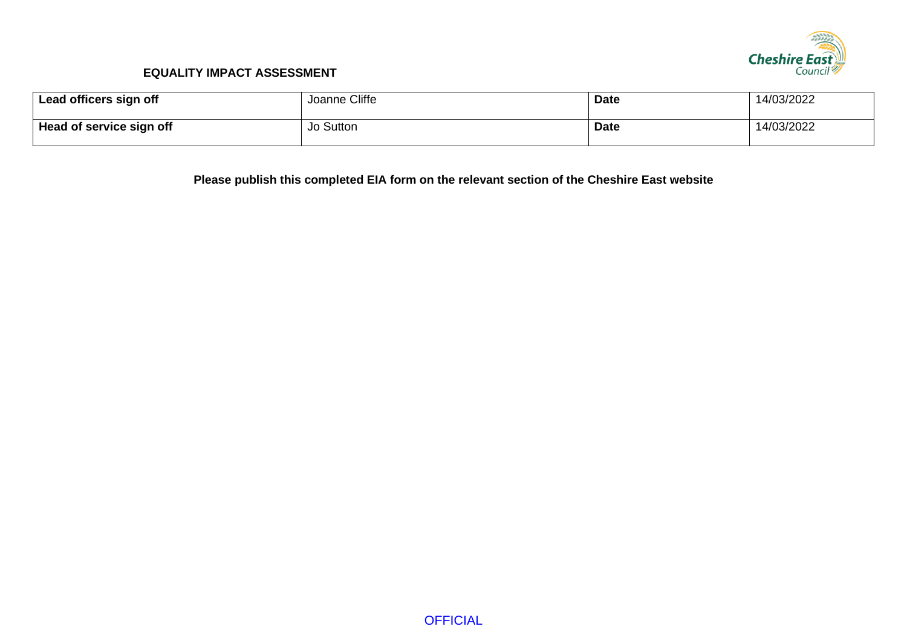**EQUALITY IMPACT ASSESSMENT**

| | | | |
|---|---|---|---|
| **Lead officers sign off** | Joanne Cliffe | **Date** | 14/03/2022 |
| **Head of service sign off** | Jo Sutton | **Date** | 14/03/2022 |

**Please publish this completed EIA form on the relevant section of the Cheshire East website**

OFFICIAL